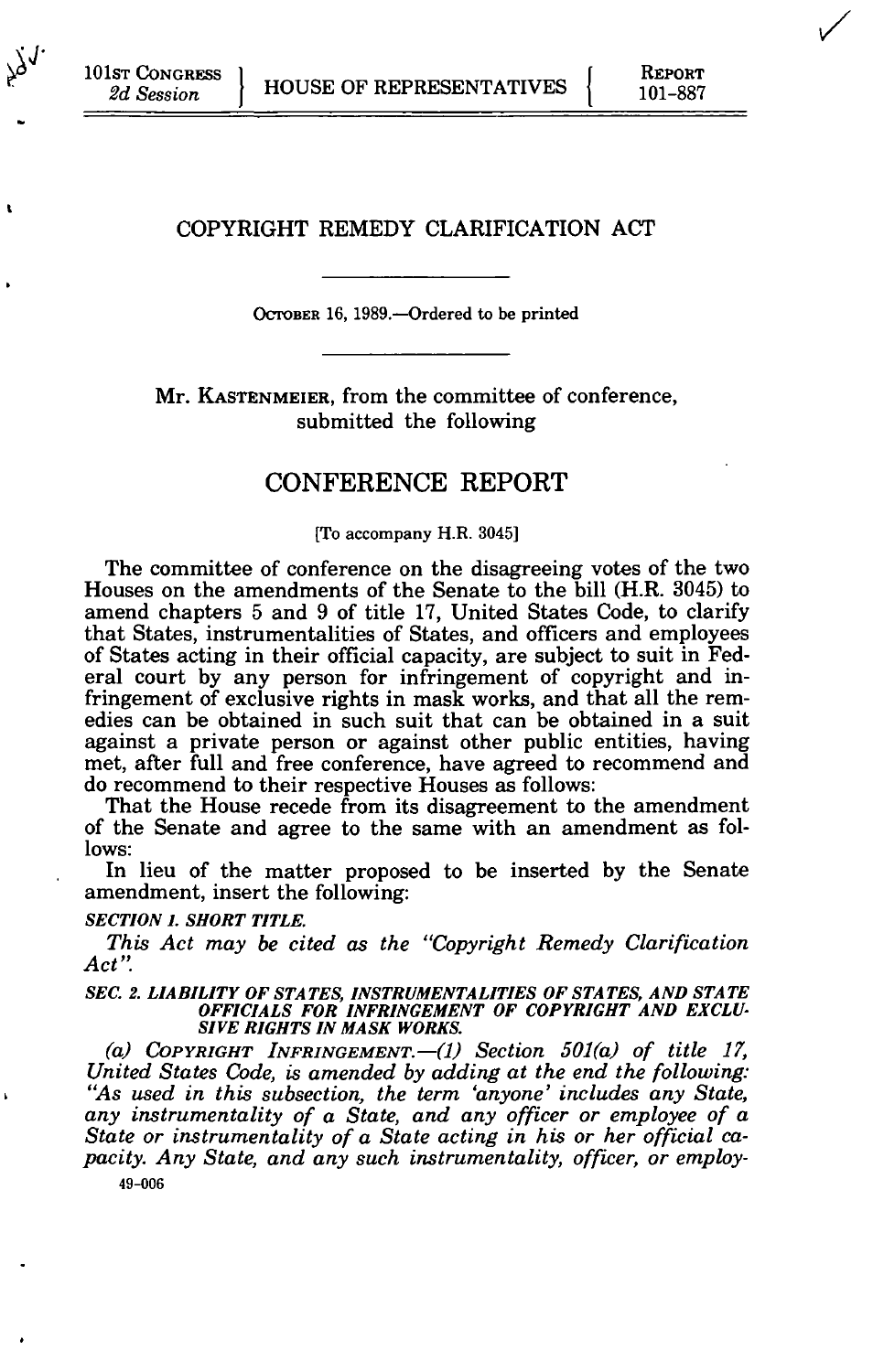101ST CONGRESS 2d Session | HOUSE OF REPRESENTATIVES | REPORT 101-887

# COPYRIGHT REMEDY CLARIFICATION ACT

OCTOBER 16, 1989.—Ordered to be printed

Mr. KASTENMEIER, from the committee of conference, submitted the following

## CONFERENCE REPORT

[To accompany H.R. 3045]

The committee of conference on the disagreeing votes of the two Houses on the amendments of the Senate to the bill (H.R. 3045) to amend chapters 5 and 9 of title 17, United States Code, to clarify that States, instrumentalities of States, and officers and employees of States acting in their official capacity, are subject to suit in Federal court by any person for infringement of copyright and infringement of exclusive rights in mask works, and that all the remedies can be obtained in such suit that can be obtained in a suit against a private person or against other public entities, having met, after full and free conference, have agreed to recommend and do recommend to their respective Houses as follows:

That the House recede from its disagreement to the amendment of the Senate and agree to the same with an amendment as follows:

In lieu of the matter proposed to be inserted by the Senate amendment, insert the following:

***SECTION 1. SHORT TITLE.***

*This Act may be cited as the "Copyright Remedy Clarification Act".*

***SEC. 2. LIABILITY OF STATES, INSTRUMENTALITIES OF STATES, AND STATE OFFICIALS FOR INFRINGEMENT OF COPYRIGHT AND EXCLUSIVE RIGHTS IN MASK WORKS.***

*(a) COPYRIGHT INFRINGEMENT.—(1) Section 501(a) of title 17, United States Code, is amended by adding at the end the following: "As used in this subsection, the term 'anyone' includes any State, any instrumentality of a State, and any officer or employee of a State or instrumentality of a State acting in his or her official capacity. Any State, and any such instrumentality, officer, or employ-*

49-006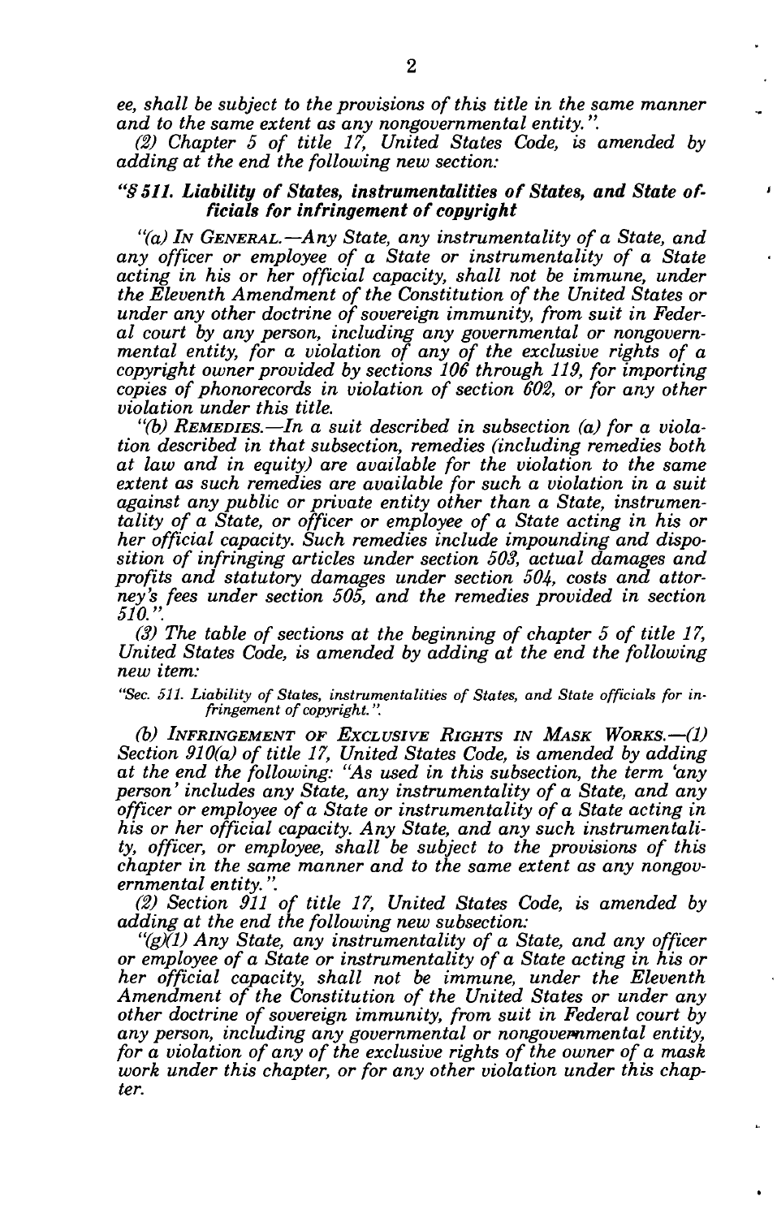*ee, shall be subject to the provisions of this title in the same manner and to the same extent as any nongovernmental entity.".*

*(2) Chapter 5 of title 17, United States Code, is amended by adding at the end the following new section:*

***"§ 511. Liability of States, instrumentalities of States, and State officials for infringement of copyright***

*"(a) IN GENERAL.—Any State, any instrumentality of a State, and any officer or employee of a State or instrumentality of a State acting in his or her official capacity, shall not be immune, under the Eleventh Amendment of the Constitution of the United States or under any other doctrine of sovereign immunity, from suit in Federal court by any person, including any governmental or nongovernmental entity, for a violation of any of the exclusive rights of a copyright owner provided by sections 106 through 119, for importing copies of phonorecords in violation of section 602, or for any other violation under this title.*

*"(b) REMEDIES.—In a suit described in subsection (a) for a violation described in that subsection, remedies (including remedies both at law and in equity) are available for the violation to the same extent as such remedies are available for such a violation in a suit against any public or private entity other than a State, instrumentality of a State, or officer or employee of a State acting in his or her official capacity. Such remedies include impounding and disposition of infringing articles under section 503, actual damages and profits and statutory damages under section 504, costs and attorney's fees under section 505, and the remedies provided in section 510.".*

*(3) The table of sections at the beginning of chapter 5 of title 17, United States Code, is amended by adding at the end the following new item:*

*"Sec. 511. Liability of States, instrumentalities of States, and State officials for infringement of copyright.".*

*(b) INFRINGEMENT OF EXCLUSIVE RIGHTS IN MASK WORKS.—(1) Section 910(a) of title 17, United States Code, is amended by adding at the end the following: "As used in this subsection, the term 'any person' includes any State, any instrumentality of a State, and any officer or employee of a State or instrumentality of a State acting in his or her official capacity. Any State, and any such instrumentality, officer, or employee, shall be subject to the provisions of this chapter in the same manner and to the same extent as any nongovernmental entity.".*

*(2) Section 911 of title 17, United States Code, is amended by adding at the end the following new subsection:*

*"(g)(1) Any State, any instrumentality of a State, and any officer or employee of a State or instrumentality of a State acting in his or her official capacity, shall not be immune, under the Eleventh Amendment of the Constitution of the United States or under any other doctrine of sovereign immunity, from suit in Federal court by any person, including any governmental or nongovernmental entity, for a violation of any of the exclusive rights of the owner of a mask work under this chapter, or for any other violation under this chapter.*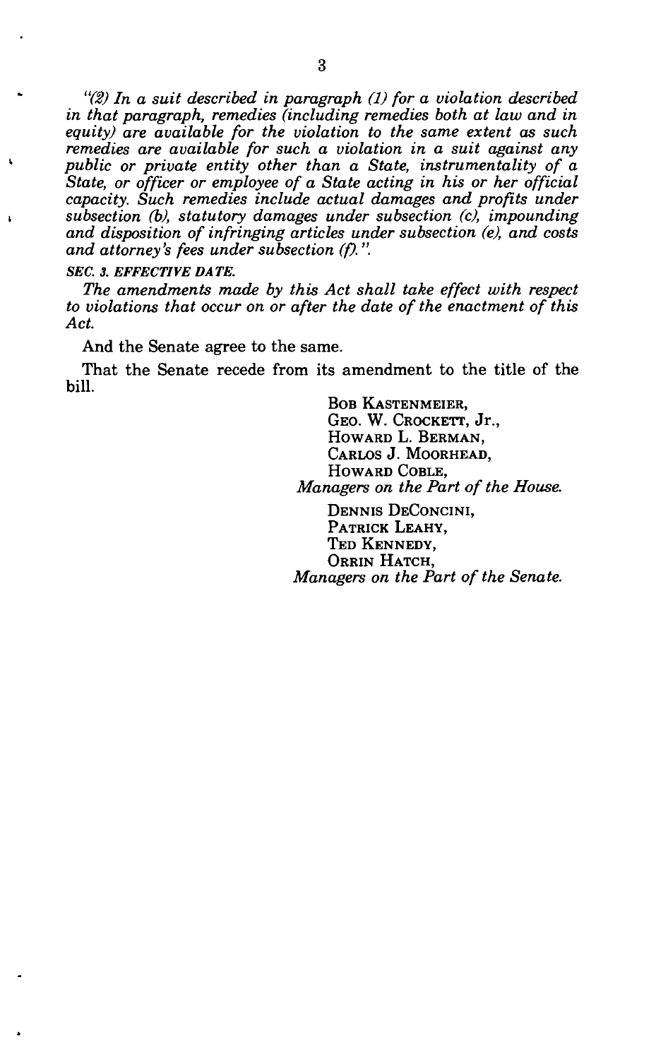*"(2) In a suit described in paragraph (1) for a violation described in that paragraph, remedies (including remedies both at law and in equity) are available for the violation to the same extent as such remedies are available for such a violation in a suit against any public or private entity other than a State, instrumentality of a State, or officer or employee of a State acting in his or her official capacity. Such remedies include actual damages and profits under subsection (b), statutory damages under subsection (c), impounding and disposition of infringing articles under subsection (e), and costs and attorney's fees under subsection (f).".*

***SEC. 3. EFFECTIVE DATE.***

*The amendments made by this Act shall take effect with respect to violations that occur on or after the date of the enactment of this Act.*

And the Senate agree to the same.

That the Senate recede from its amendment to the title of the bill.

BOB KASTENMEIER,
GEO. W. CROCKETT, Jr.,
HOWARD L. BERMAN,
CARLOS J. MOORHEAD,
HOWARD COBLE,
*Managers on the Part of the House.*

DENNIS DECONCINI,
PATRICK LEAHY,
TED KENNEDY,
ORRIN HATCH,
*Managers on the Part of the Senate.*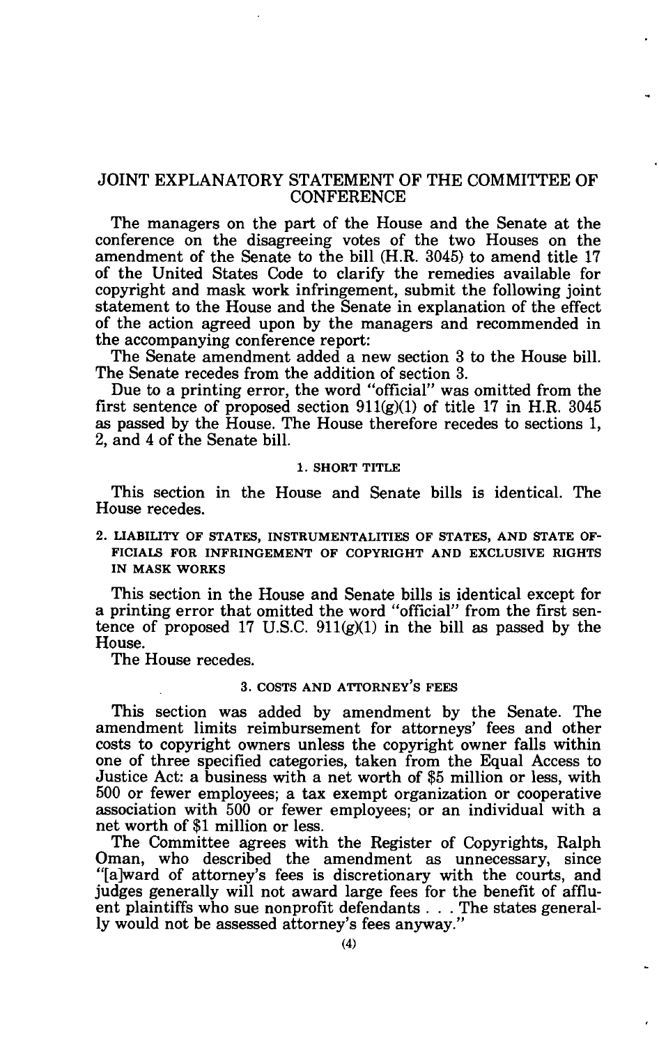# JOINT EXPLANATORY STATEMENT OF THE COMMITTEE OF CONFERENCE

The managers on the part of the House and the Senate at the conference on the disagreeing votes of the two Houses on the amendment of the Senate to the bill (H.R. 3045) to amend title 17 of the United States Code to clarify the remedies available for copyright and mask work infringement, submit the following joint statement to the House and the Senate in explanation of the effect of the action agreed upon by the managers and recommended in the accompanying conference report:

The Senate amendment added a new section 3 to the House bill. The Senate recedes from the addition of section 3.

Due to a printing error, the word "official" was omitted from the first sentence of proposed section 911(g)(1) of title 17 in H.R. 3045 as passed by the House. The House therefore recedes to sections 1, 2, and 4 of the Senate bill.

## 1. SHORT TITLE

This section in the House and Senate bills is identical. The House recedes.

## 2. LIABILITY OF STATES, INSTRUMENTALITIES OF STATES, AND STATE OFFICIALS FOR INFRINGEMENT OF COPYRIGHT AND EXCLUSIVE RIGHTS IN MASK WORKS

This section in the House and Senate bills is identical except for a printing error that omitted the word "official" from the first sentence of proposed 17 U.S.C. 911(g)(1) in the bill as passed by the House.

The House recedes.

## 3. COSTS AND ATTORNEY'S FEES

This section was added by amendment by the Senate. The amendment limits reimbursement for attorneys' fees and other costs to copyright owners unless the copyright owner falls within one of three specified categories, taken from the Equal Access to Justice Act: a business with a net worth of $5 million or less, with 500 or fewer employees; a tax exempt organization or cooperative association with 500 or fewer employees; or an individual with a net worth of $1 million or less.

The Committee agrees with the Register of Copyrights, Ralph Oman, who described the amendment as unnecessary, since "[a]ward of attorney's fees is discretionary with the courts, and judges generally will not award large fees for the benefit of affluent plaintiffs who sue nonprofit defendants . . . The states generally would not be assessed attorney's fees anyway."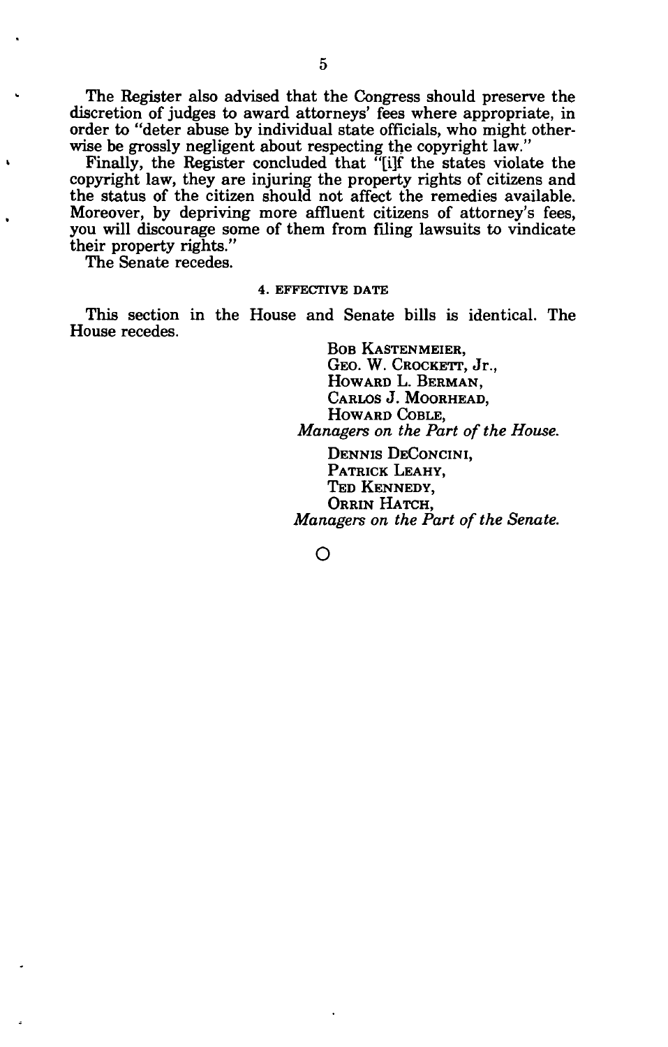The Register also advised that the Congress should preserve the discretion of judges to award attorneys' fees where appropriate, in order to "deter abuse by individual state officials, who might otherwise be grossly negligent about respecting the copyright law."

Finally, the Register concluded that "[i]f the states violate the copyright law, they are injuring the property rights of citizens and the status of the citizen should not affect the remedies available. Moreover, by depriving more affluent citizens of attorney's fees, you will discourage some of them from filing lawsuits to vindicate their property rights."

The Senate recedes.

#### 4. EFFECTIVE DATE

This section in the House and Senate bills is identical. The House recedes.

BOB KASTENMEIER,
GEO. W. CROCKETT, Jr.,
HOWARD L. BERMAN,
CARLOS J. MOORHEAD,
HOWARD COBLE,
*Managers on the Part of the House.*

DENNIS DECONCINI,
PATRICK LEAHY,
TED KENNEDY,
ORRIN HATCH,
*Managers on the Part of the Senate.*